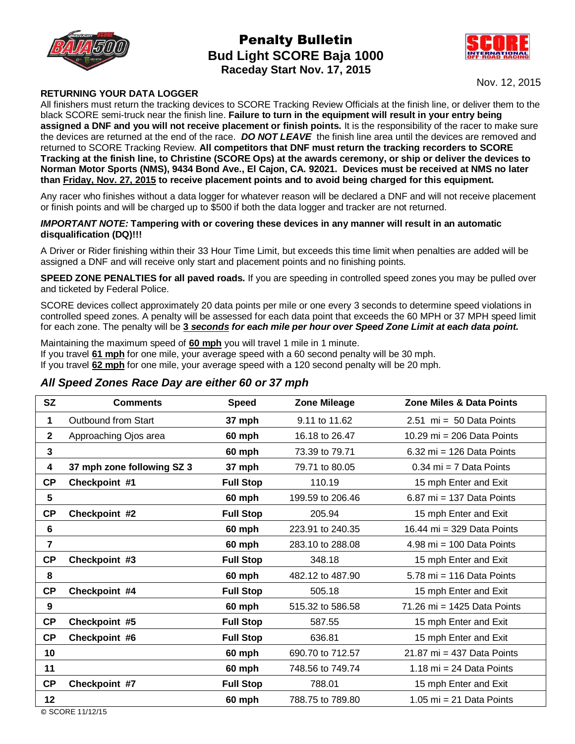# Penalty Bulletin
## Bud Light SCORE Baja 1000
### Raceday Start Nov. 17, 2015

Nov. 12, 2015

**RETURNING YOUR DATA LOGGER**

All finishers must return the tracking devices to SCORE Tracking Review Officials at the finish line, or deliver them to the black SCORE semi-truck near the finish line. **Failure to turn in the equipment will result in your entry being assigned a DNF and you will not receive placement or finish points.** It is the responsibility of the racer to make sure the devices are returned at the end of the race. ***DO NOT LEAVE*** the finish line area until the devices are removed and returned to SCORE Tracking Review. **All competitors that DNF must return the tracking recorders to SCORE Tracking at the finish line, to Christine (SCORE Ops) at the awards ceremony, or ship or deliver the devices to Norman Motor Sports (NMS), 9434 Bond Ave., El Cajon, CA. 92021. Devices must be received at NMS no later than <u>Friday, Nov. 27, 2015</u> to receive placement points and to avoid being charged for this equipment.**

Any racer who finishes without a data logger for whatever reason will be declared a DNF and will not receive placement or finish points and will be charged up to $500 if both the data logger and tracker are not returned.

***IMPORTANT NOTE:*** **Tampering with or covering these devices in any manner will result in an automatic disqualification (DQ)!!!**

A Driver or Rider finishing within their 33 Hour Time Limit, but exceeds this time limit when penalties are added will be assigned a DNF and will receive only start and placement points and no finishing points.

**SPEED ZONE PENALTIES for all paved roads.** If you are speeding in controlled speed zones you may be pulled over and ticketed by Federal Police.

SCORE devices collect approximately 20 data points per mile or one every 3 seconds to determine speed violations in controlled speed zones. A penalty will be assessed for each data point that exceeds the 60 MPH or 37 MPH speed limit for each zone. The penalty will be **3 *<u>seconds</u>* *for each mile per hour over Speed Zone Limit at each data point.***

Maintaining the maximum speed of **<u>60 mph</u>** you will travel 1 mile in 1 minute.
If you travel **<u>61 mph</u>** for one mile, your average speed with a 60 second penalty will be 30 mph.
If you travel **<u>62 mph</u>** for one mile, your average speed with a 120 second penalty will be 20 mph.

### *All Speed Zones Race Day are either 60 or 37 mph*

| SZ | Comments | Speed | Zone Mileage | Zone Miles & Data Points |
|---|---|---|---|---|
| **1** | Outbound from Start | **37 mph** | 9.11 to 11.62 | 2.51 mi = 50 Data Points |
| **2** | Approaching Ojos area | **60 mph** | 16.18 to 26.47 | 10.29 mi = 206 Data Points |
| **3** | | **60 mph** | 73.39 to 79.71 | 6.32 mi = 126 Data Points |
| **4** | **37 mph zone following SZ 3** | **37 mph** | 79.71 to 80.05 | 0.34 mi = 7 Data Points |
| **CP** | **Checkpoint #1** | **Full Stop** | 110.19 | 15 mph Enter and Exit |
| **5** | | **60 mph** | 199.59 to 206.46 | 6.87 mi = 137 Data Points |
| **CP** | **Checkpoint #2** | **Full Stop** | 205.94 | 15 mph Enter and Exit |
| **6** | | **60 mph** | 223.91 to 240.35 | 16.44 mi = 329 Data Points |
| **7** | | **60 mph** | 283.10 to 288.08 | 4.98 mi = 100 Data Points |
| **CP** | **Checkpoint #3** | **Full Stop** | 348.18 | 15 mph Enter and Exit |
| **8** | | **60 mph** | 482.12 to 487.90 | 5.78 mi = 116 Data Points |
| **CP** | **Checkpoint #4** | **Full Stop** | 505.18 | 15 mph Enter and Exit |
| **9** | | **60 mph** | 515.32 to 586.58 | 71.26 mi = 1425 Data Points |
| **CP** | **Checkpoint #5** | **Full Stop** | 587.55 | 15 mph Enter and Exit |
| **CP** | **Checkpoint #6** | **Full Stop** | 636.81 | 15 mph Enter and Exit |
| **10** | | **60 mph** | 690.70 to 712.57 | 21.87 mi = 437 Data Points |
| **11** | | **60 mph** | 748.56 to 749.74 | 1.18 mi = 24 Data Points |
| **CP** | **Checkpoint #7** | **Full Stop** | 788.01 | 15 mph Enter and Exit |
| **12** | | **60 mph** | 788.75 to 789.80 | 1.05 mi = 21 Data Points |

© SCORE 11/12/15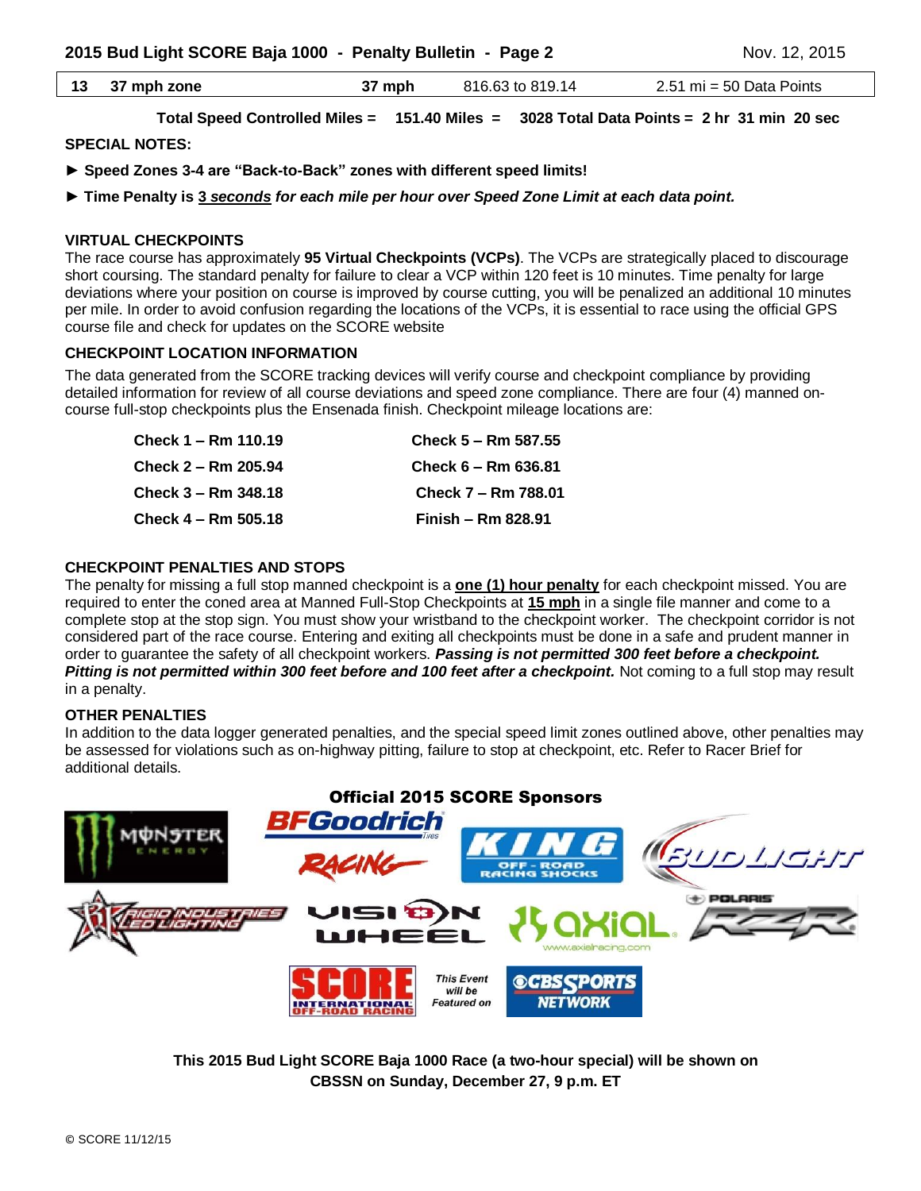| | | | | |
|---|---|---|---|---|
| **13** | **37 mph zone** | **37 mph** | 816.63 to 819.14 | 2.51 mi = 50 Data Points |

**Total Speed Controlled Miles = 151.40 Miles = 3028 Total Data Points = 2 hr 31 min 20 sec**

**SPECIAL NOTES:**

► **Speed Zones 3-4 are "Back-to-Back" zones with different speed limits!**

► **Time Penalty is 3 *seconds* *for each mile per hour over Speed Zone Limit at each data point.***

**VIRTUAL CHECKPOINTS**

The race course has approximately **95 Virtual Checkpoints (VCPs)**. The VCPs are strategically placed to discourage short coursing. The standard penalty for failure to clear a VCP within 120 feet is 10 minutes. Time penalty for large deviations where your position on course is improved by course cutting, you will be penalized an additional 10 minutes per mile. In order to avoid confusion regarding the locations of the VCPs, it is essential to race using the official GPS course file and check for updates on the SCORE website

**CHECKPOINT LOCATION INFORMATION**

The data generated from the SCORE tracking devices will verify course and checkpoint compliance by providing detailed information for review of all course deviations and speed zone compliance. There are four (4) manned on-course full-stop checkpoints plus the Ensenada finish. Checkpoint mileage locations are:

| | |
|---|---|
| **Check 1 – Rm 110.19** | **Check 5 – Rm 587.55** |
| **Check 2 – Rm 205.94** | **Check 6 – Rm 636.81** |
| **Check 3 – Rm 348.18** | **Check 7 – Rm 788.01** |
| **Check 4 – Rm 505.18** | **Finish – Rm 828.91** |

**CHECKPOINT PENALTIES AND STOPS**

The penalty for missing a full stop manned checkpoint is a **one (1) hour penalty** for each checkpoint missed. You are required to enter the coned area at Manned Full-Stop Checkpoints at **15 mph** in a single file manner and come to a complete stop at the stop sign. You must show your wristband to the checkpoint worker. The checkpoint corridor is not considered part of the race course. Entering and exiting all checkpoints must be done in a safe and prudent manner in order to guarantee the safety of all checkpoint workers. ***Passing is not permitted 300 feet before a checkpoint. Pitting is not permitted within 300 feet before and 100 feet after a checkpoint.*** Not coming to a full stop may result in a penalty.

**OTHER PENALTIES**

In addition to the data logger generated penalties, and the special speed limit zones outlined above, other penalties may be assessed for violations such as on-highway pitting, failure to stop at checkpoint, etc. Refer to Racer Brief for additional details.

**Official 2015 SCORE Sponsors**

Monster Energy | BFGoodrich Tires Racing | King Off-Road Racing Shocks | Bud Light | Rigid Industries LED Lighting | Vision Wheel | axial www.axialracing.com | Polaris RZR | SCORE International Off-Road Racing | This Event will be Featured on | CBS Sports Network

**This 2015 Bud Light SCORE Baja 1000 Race (a two-hour special) will be shown on CBSSN on Sunday, December 27, 9 p.m. ET**

© SCORE 11/12/15